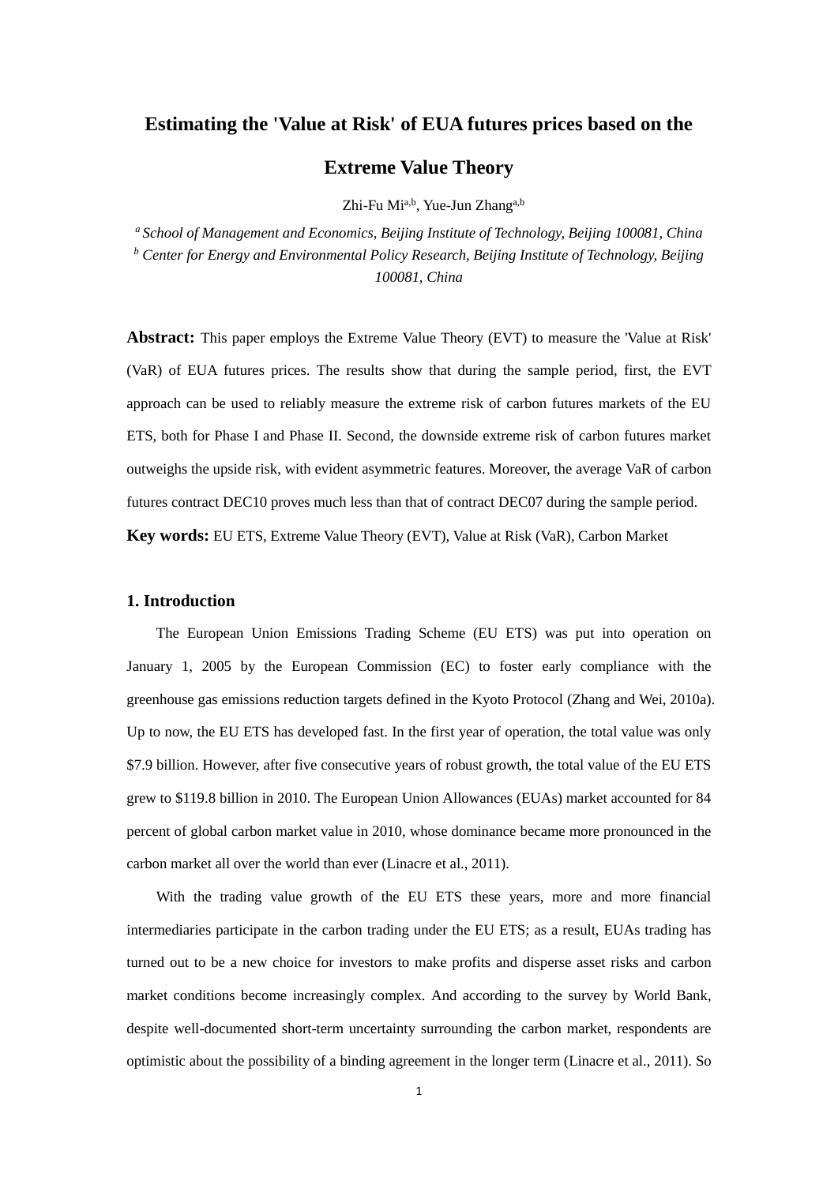# Estimating the 'Value at Risk' of EUA futures prices based on the Extreme Value Theory

Zhi-Fu Mi[a,b], Yue-Jun Zhang[a,b]

[a] *School of Management and Economics, Beijing Institute of Technology, Beijing 100081, China*

[b] *Center for Energy and Environmental Policy Research, Beijing Institute of Technology, Beijing 100081, China*

**Abstract:** This paper employs the Extreme Value Theory (EVT) to measure the 'Value at Risk' (VaR) of EUA futures prices. The results show that during the sample period, first, the EVT approach can be used to reliably measure the extreme risk of carbon futures markets of the EU ETS, both for Phase I and Phase II. Second, the downside extreme risk of carbon futures market outweighs the upside risk, with evident asymmetric features. Moreover, the average VaR of carbon futures contract DEC10 proves much less than that of contract DEC07 during the sample period.

**Key words:** EU ETS, Extreme Value Theory (EVT), Value at Risk (VaR), Carbon Market

## 1. Introduction

The European Union Emissions Trading Scheme (EU ETS) was put into operation on January 1, 2005 by the European Commission (EC) to foster early compliance with the greenhouse gas emissions reduction targets defined in the Kyoto Protocol (Zhang and Wei, 2010a). Up to now, the EU ETS has developed fast. In the first year of operation, the total value was only \$7.9 billion. However, after five consecutive years of robust growth, the total value of the EU ETS grew to \$119.8 billion in 2010. The European Union Allowances (EUAs) market accounted for 84 percent of global carbon market value in 2010, whose dominance became more pronounced in the carbon market all over the world than ever (Linacre et al., 2011).

With the trading value growth of the EU ETS these years, more and more financial intermediaries participate in the carbon trading under the EU ETS; as a result, EUAs trading has turned out to be a new choice for investors to make profits and disperse asset risks and carbon market conditions become increasingly complex. And according to the survey by World Bank, despite well-documented short-term uncertainty surrounding the carbon market, respondents are optimistic about the possibility of a binding agreement in the longer term (Linacre et al., 2011). So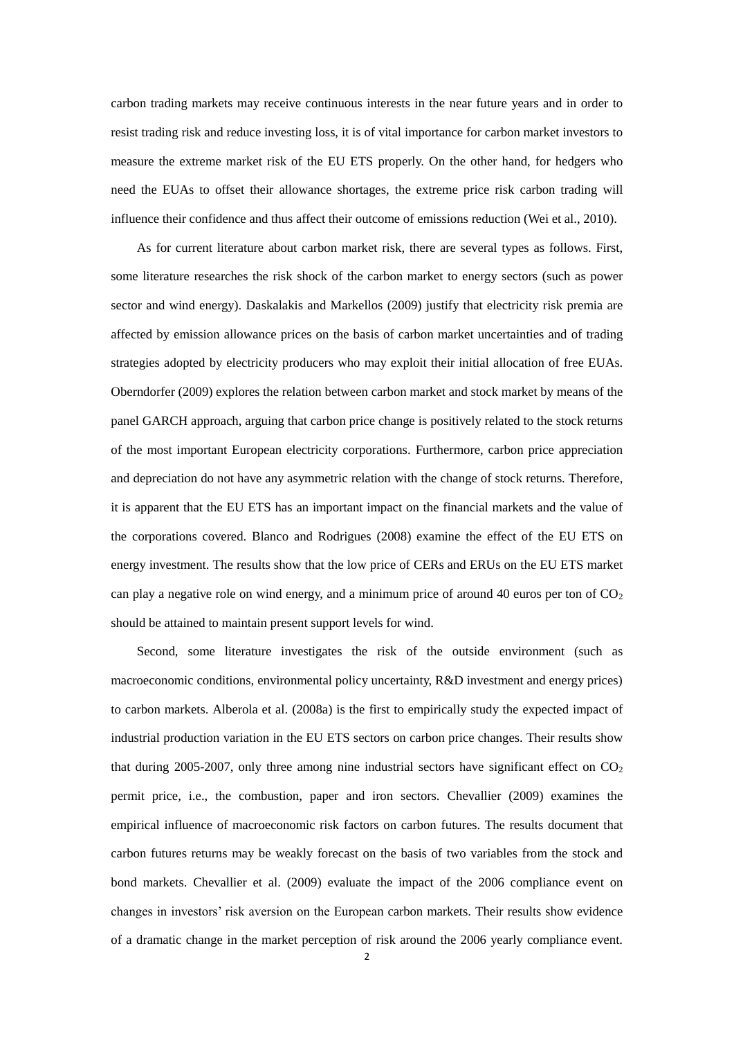carbon trading markets may receive continuous interests in the near future years and in order to resist trading risk and reduce investing loss, it is of vital importance for carbon market investors to measure the extreme market risk of the EU ETS properly. On the other hand, for hedgers who need the EUAs to offset their allowance shortages, the extreme price risk carbon trading will influence their confidence and thus affect their outcome of emissions reduction (Wei et al., 2010).

As for current literature about carbon market risk, there are several types as follows. First, some literature researches the risk shock of the carbon market to energy sectors (such as power sector and wind energy). Daskalakis and Markellos (2009) justify that electricity risk premia are affected by emission allowance prices on the basis of carbon market uncertainties and of trading strategies adopted by electricity producers who may exploit their initial allocation of free EUAs. Oberndorfer (2009) explores the relation between carbon market and stock market by means of the panel GARCH approach, arguing that carbon price change is positively related to the stock returns of the most important European electricity corporations. Furthermore, carbon price appreciation and depreciation do not have any asymmetric relation with the change of stock returns. Therefore, it is apparent that the EU ETS has an important impact on the financial markets and the value of the corporations covered. Blanco and Rodrigues (2008) examine the effect of the EU ETS on energy investment. The results show that the low price of CERs and ERUs on the EU ETS market can play a negative role on wind energy, and a minimum price of around 40 euros per ton of $CO_2$ should be attained to maintain present support levels for wind.

Second, some literature investigates the risk of the outside environment (such as macroeconomic conditions, environmental policy uncertainty, R&D investment and energy prices) to carbon markets. Alberola et al. (2008a) is the first to empirically study the expected impact of industrial production variation in the EU ETS sectors on carbon price changes. Their results show that during 2005-2007, only three among nine industrial sectors have significant effect on $CO_2$ permit price, i.e., the combustion, paper and iron sectors. Chevallier (2009) examines the empirical influence of macroeconomic risk factors on carbon futures. The results document that carbon futures returns may be weakly forecast on the basis of two variables from the stock and bond markets. Chevallier et al. (2009) evaluate the impact of the 2006 compliance event on changes in investors' risk aversion on the European carbon markets. Their results show evidence of a dramatic change in the market perception of risk around the 2006 yearly compliance event.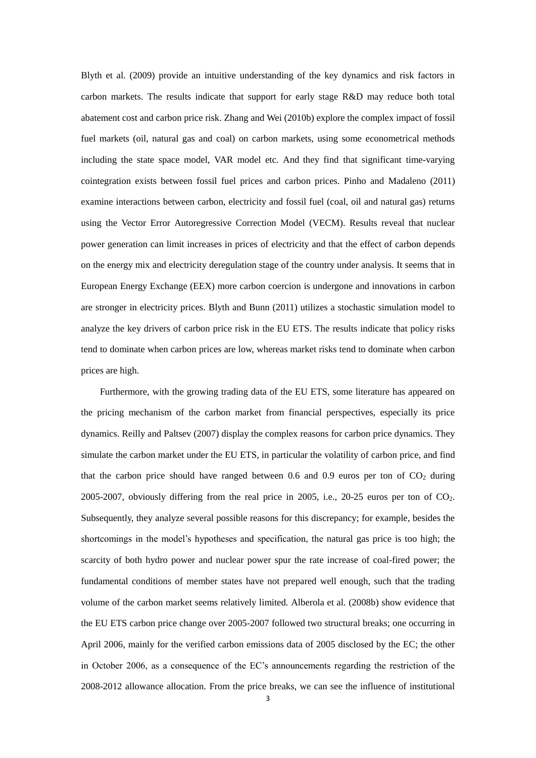Blyth et al. (2009) provide an intuitive understanding of the key dynamics and risk factors in carbon markets. The results indicate that support for early stage R&D may reduce both total abatement cost and carbon price risk. Zhang and Wei (2010b) explore the complex impact of fossil fuel markets (oil, natural gas and coal) on carbon markets, using some econometrical methods including the state space model, VAR model etc. And they find that significant time-varying cointegration exists between fossil fuel prices and carbon prices. Pinho and Madaleno (2011) examine interactions between carbon, electricity and fossil fuel (coal, oil and natural gas) returns using the Vector Error Autoregressive Correction Model (VECM). Results reveal that nuclear power generation can limit increases in prices of electricity and that the effect of carbon depends on the energy mix and electricity deregulation stage of the country under analysis. It seems that in European Energy Exchange (EEX) more carbon coercion is undergone and innovations in carbon are stronger in electricity prices. Blyth and Bunn (2011) utilizes a stochastic simulation model to analyze the key drivers of carbon price risk in the EU ETS. The results indicate that policy risks tend to dominate when carbon prices are low, whereas market risks tend to dominate when carbon prices are high.

Furthermore, with the growing trading data of the EU ETS, some literature has appeared on the pricing mechanism of the carbon market from financial perspectives, especially its price dynamics. Reilly and Paltsev (2007) display the complex reasons for carbon price dynamics. They simulate the carbon market under the EU ETS, in particular the volatility of carbon price, and find that the carbon price should have ranged between 0.6 and 0.9 euros per ton of $CO_2$ during 2005-2007, obviously differing from the real price in 2005, i.e., 20-25 euros per ton of $CO_2$. Subsequently, they analyze several possible reasons for this discrepancy; for example, besides the shortcomings in the model's hypotheses and specification, the natural gas price is too high; the scarcity of both hydro power and nuclear power spur the rate increase of coal-fired power; the fundamental conditions of member states have not prepared well enough, such that the trading volume of the carbon market seems relatively limited. Alberola et al. (2008b) show evidence that the EU ETS carbon price change over 2005-2007 followed two structural breaks; one occurring in April 2006, mainly for the verified carbon emissions data of 2005 disclosed by the EC; the other in October 2006, as a consequence of the EC's announcements regarding the restriction of the 2008-2012 allowance allocation. From the price breaks, we can see the influence of institutional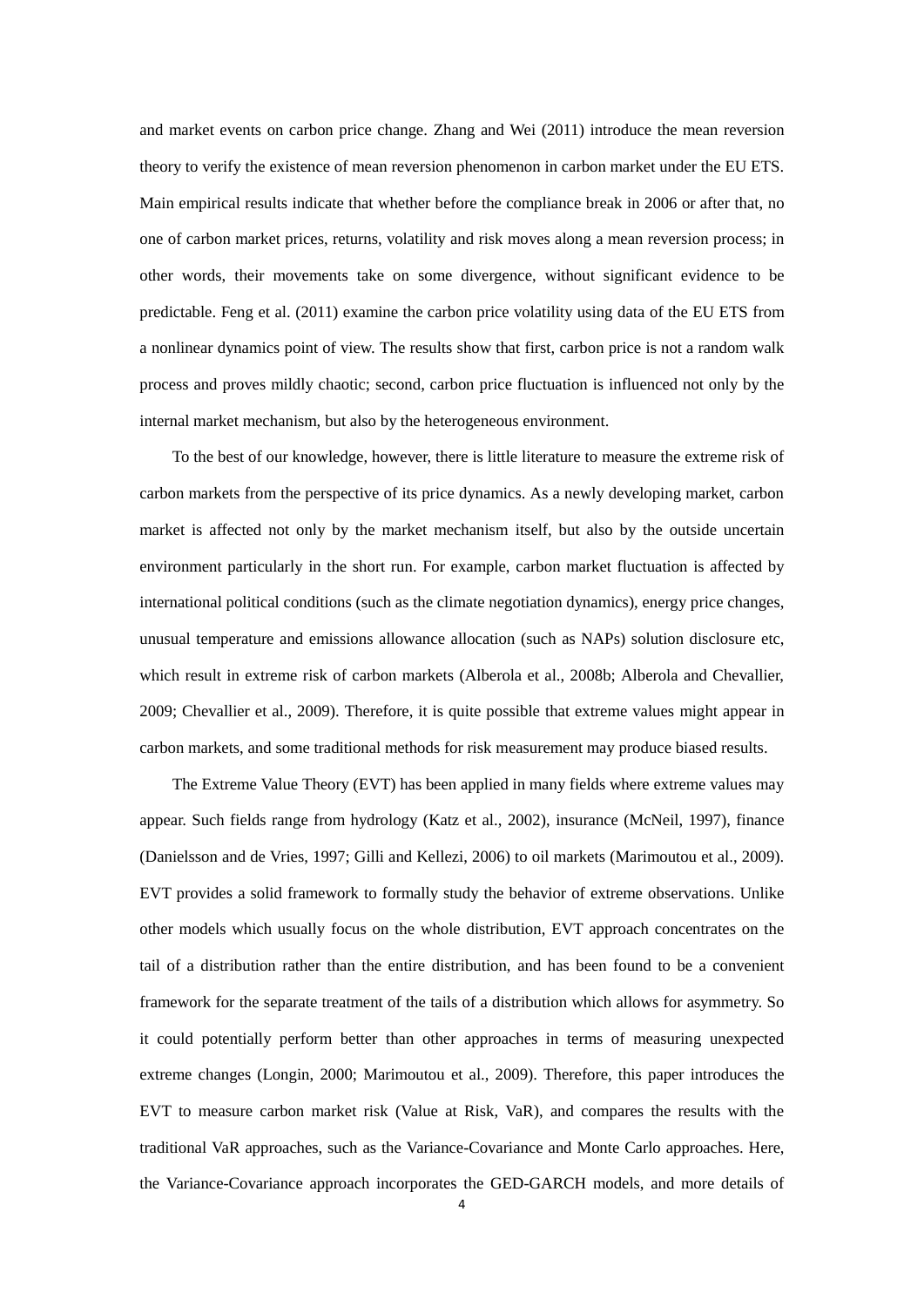and market events on carbon price change. Zhang and Wei (2011) introduce the mean reversion theory to verify the existence of mean reversion phenomenon in carbon market under the EU ETS. Main empirical results indicate that whether before the compliance break in 2006 or after that, no one of carbon market prices, returns, volatility and risk moves along a mean reversion process; in other words, their movements take on some divergence, without significant evidence to be predictable. Feng et al. (2011) examine the carbon price volatility using data of the EU ETS from a nonlinear dynamics point of view. The results show that first, carbon price is not a random walk process and proves mildly chaotic; second, carbon price fluctuation is influenced not only by the internal market mechanism, but also by the heterogeneous environment.

To the best of our knowledge, however, there is little literature to measure the extreme risk of carbon markets from the perspective of its price dynamics. As a newly developing market, carbon market is affected not only by the market mechanism itself, but also by the outside uncertain environment particularly in the short run. For example, carbon market fluctuation is affected by international political conditions (such as the climate negotiation dynamics), energy price changes, unusual temperature and emissions allowance allocation (such as NAPs) solution disclosure etc, which result in extreme risk of carbon markets (Alberola et al., 2008b; Alberola and Chevallier, 2009; Chevallier et al., 2009). Therefore, it is quite possible that extreme values might appear in carbon markets, and some traditional methods for risk measurement may produce biased results.

The Extreme Value Theory (EVT) has been applied in many fields where extreme values may appear. Such fields range from hydrology (Katz et al., 2002), insurance (McNeil, 1997), finance (Danielsson and de Vries, 1997; Gilli and Kellezi, 2006) to oil markets (Marimoutou et al., 2009). EVT provides a solid framework to formally study the behavior of extreme observations. Unlike other models which usually focus on the whole distribution, EVT approach concentrates on the tail of a distribution rather than the entire distribution, and has been found to be a convenient framework for the separate treatment of the tails of a distribution which allows for asymmetry. So it could potentially perform better than other approaches in terms of measuring unexpected extreme changes (Longin, 2000; Marimoutou et al., 2009). Therefore, this paper introduces the EVT to measure carbon market risk (Value at Risk, VaR), and compares the results with the traditional VaR approaches, such as the Variance-Covariance and Monte Carlo approaches. Here, the Variance-Covariance approach incorporates the GED-GARCH models, and more details of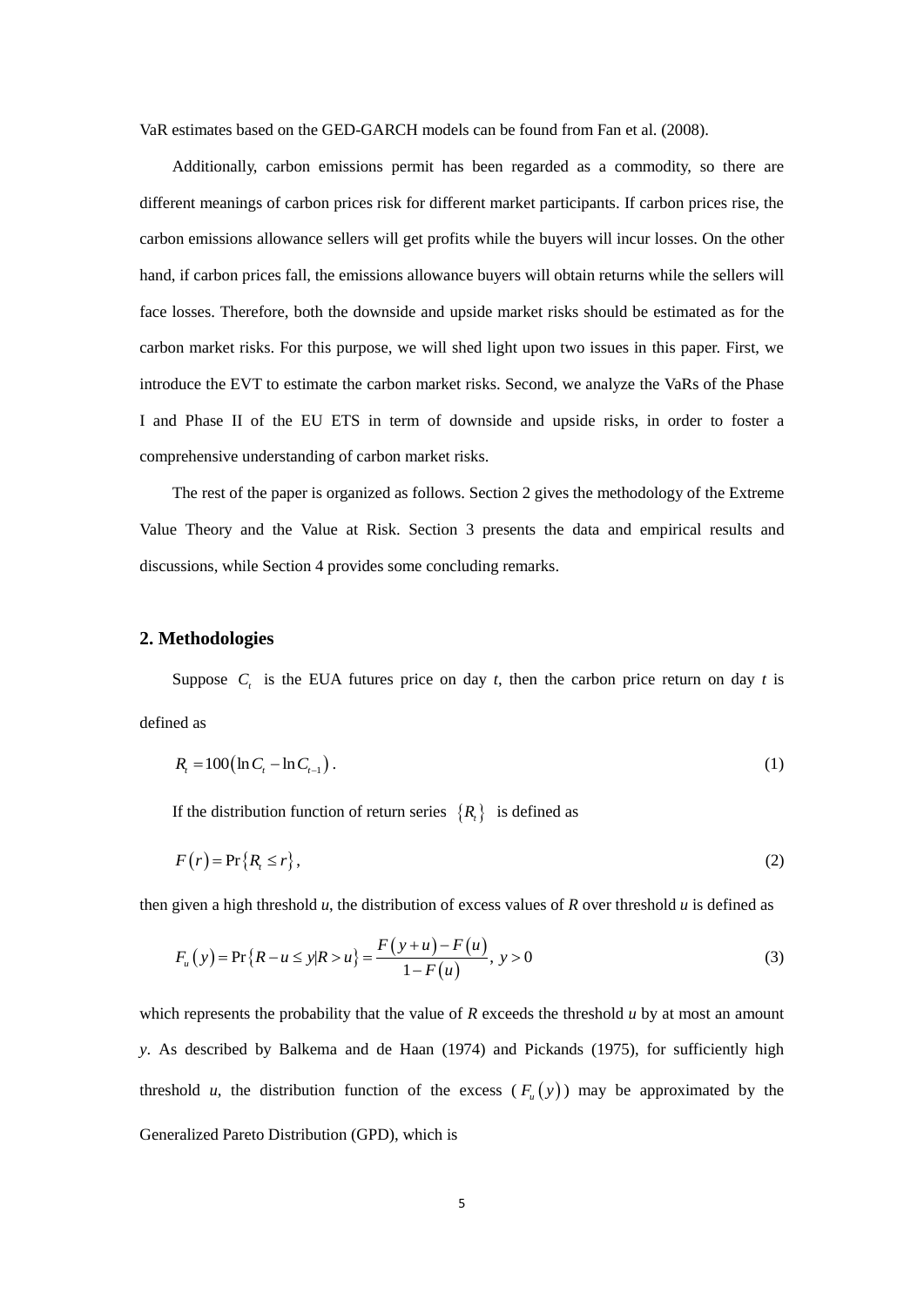VaR estimates based on the GED-GARCH models can be found from Fan et al. (2008).

Additionally, carbon emissions permit has been regarded as a commodity, so there are different meanings of carbon prices risk for different market participants. If carbon prices rise, the carbon emissions allowance sellers will get profits while the buyers will incur losses. On the other hand, if carbon prices fall, the emissions allowance buyers will obtain returns while the sellers will face losses. Therefore, both the downside and upside market risks should be estimated as for the carbon market risks. For this purpose, we will shed light upon two issues in this paper. First, we introduce the EVT to estimate the carbon market risks. Second, we analyze the VaRs of the Phase I and Phase II of the EU ETS in term of downside and upside risks, in order to foster a comprehensive understanding of carbon market risks.

The rest of the paper is organized as follows. Section 2 gives the methodology of the Extreme Value Theory and the Value at Risk. Section 3 presents the data and empirical results and discussions, while Section 4 provides some concluding remarks.

## 2. Methodologies

Suppose $C_t$ is the EUA futures price on day *t*, then the carbon price return on day *t* is defined as

$$R_t = 100\left(\ln C_t - \ln C_{t-1}\right). \tag{1}$$

If the distribution function of return series $\{R_t\}$ is defined as

$$F(r) = \Pr\{R_t \le r\}, \tag{2}$$

then given a high threshold *u*, the distribution of excess values of *R* over threshold *u* is defined as

$$F_u(y) = \Pr\{R - u \le y | R > u\} = \frac{F(y+u) - F(u)}{1 - F(u)},\ y > 0 \tag{3}$$

which represents the probability that the value of *R* exceeds the threshold *u* by at most an amount *y*. As described by Balkema and de Haan (1974) and Pickands (1975), for sufficiently high threshold *u*, the distribution function of the excess ($F_u(y)$) may be approximated by the Generalized Pareto Distribution (GPD), which is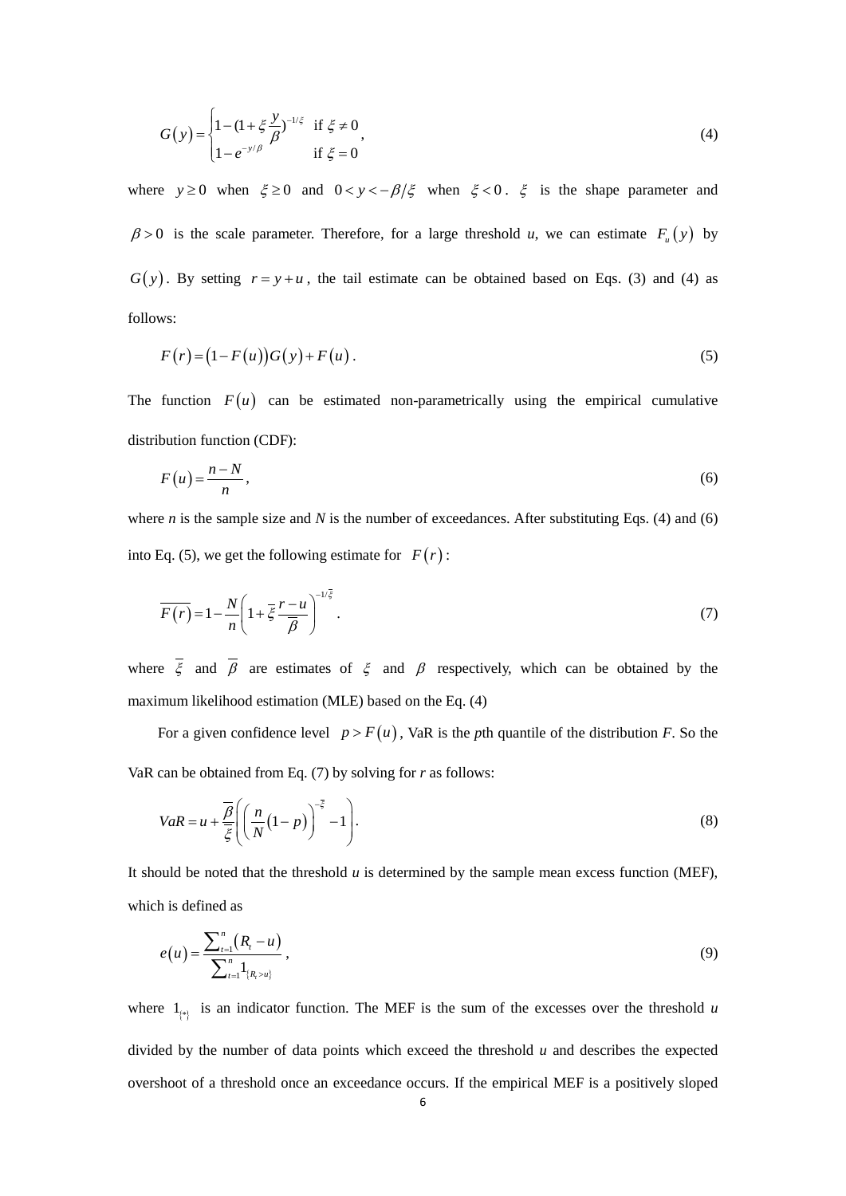$$G(y)=\begin{cases}1-(1+\xi\dfrac{y}{\beta})^{-1/\xi} & \text{if } \xi\neq 0\\ 1-e^{-y/\beta} & \text{if } \xi=0\end{cases}, \tag{4}$$

where $y\geq 0$ when $\xi\geq 0$ and $0<y<-\beta/\xi$ when $\xi<0$. $\xi$ is the shape parameter and $\beta>0$ is the scale parameter. Therefore, for a large threshold *u*, we can estimate $F_u(y)$ by $G(y)$. By setting $r=y+u$, the tail estimate can be obtained based on Eqs. (3) and (4) as follows:

$$F(r)=(1-F(u))G(y)+F(u). \tag{5}$$

The function $F(u)$ can be estimated non-parametrically using the empirical cumulative distribution function (CDF):

$$F(u)=\frac{n-N}{n}, \tag{6}$$

where *n* is the sample size and *N* is the number of exceedances. After substituting Eqs. (4) and (6) into Eq. (5), we get the following estimate for $F(r)$:

$$\overline{F(r)}=1-\frac{N}{n}\left(1+\overline{\xi}\frac{r-u}{\overline{\beta}}\right)^{-1/\overline{\xi}}. \tag{7}$$

where $\overline{\xi}$ and $\overline{\beta}$ are estimates of $\xi$ and $\beta$ respectively, which can be obtained by the maximum likelihood estimation (MLE) based on the Eq. (4)

For a given confidence level $p>F(u)$, VaR is the *p*th quantile of the distribution *F*. So the VaR can be obtained from Eq. (7) by solving for *r* as follows:

$$VaR=u+\frac{\overline{\beta}}{\overline{\xi}}\left(\left(\frac{n}{N}(1-p)\right)^{-\overline{\xi}}-1\right). \tag{8}$$

It should be noted that the threshold *u* is determined by the sample mean excess function (MEF), which is defined as

$$e(u)=\frac{\sum_{t=1}^{n}(R_t-u)}{\sum_{t=1}^{n}1_{\{R_t>u\}}}, \tag{9}$$

where $1_{\{\cdot\}}$ is an indicator function. The MEF is the sum of the excesses over the threshold *u* divided by the number of data points which exceed the threshold *u* and describes the expected overshoot of a threshold once an exceedance occurs. If the empirical MEF is a positively sloped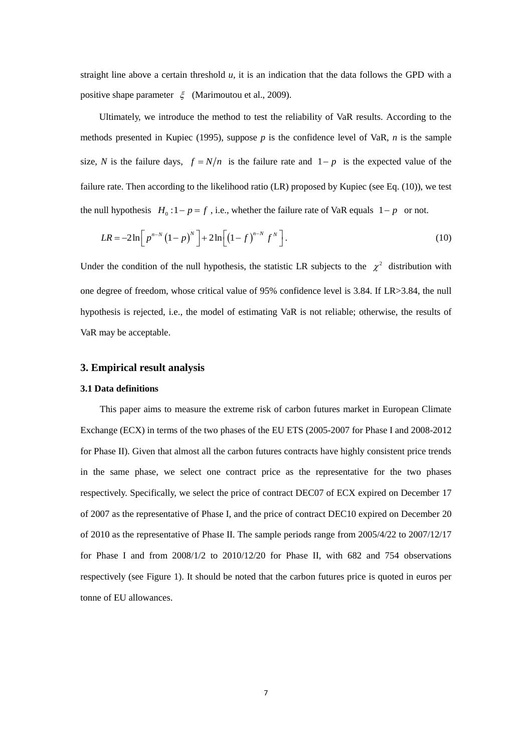straight line above a certain threshold $u$, it is an indication that the data follows the GPD with a positive shape parameter $\xi$ (Marimoutou et al., 2009).

Ultimately, we introduce the method to test the reliability of VaR results. According to the methods presented in Kupiec (1995), suppose $p$ is the confidence level of VaR, $n$ is the sample size, $N$ is the failure days, $f = N/n$ is the failure rate and $1-p$ is the expected value of the failure rate. Then according to the likelihood ratio (LR) proposed by Kupiec (see Eq. (10)), we test the null hypothesis $H_0: 1-p = f$, i.e., whether the failure rate of VaR equals $1-p$ or not.

$$LR = -2\ln\left[p^{n-N}(1-p)^N\right] + 2\ln\left[(1-f)^{n-N} f^N\right]. \tag{10}$$

Under the condition of the null hypothesis, the statistic LR subjects to the $\chi^2$ distribution with one degree of freedom, whose critical value of 95% confidence level is 3.84. If LR>3.84, the null hypothesis is rejected, i.e., the model of estimating VaR is not reliable; otherwise, the results of VaR may be acceptable.

## 3. Empirical result analysis

### 3.1 Data definitions

This paper aims to measure the extreme risk of carbon futures market in European Climate Exchange (ECX) in terms of the two phases of the EU ETS (2005-2007 for Phase I and 2008-2012 for Phase II). Given that almost all the carbon futures contracts have highly consistent price trends in the same phase, we select one contract price as the representative for the two phases respectively. Specifically, we select the price of contract DEC07 of ECX expired on December 17 of 2007 as the representative of Phase I, and the price of contract DEC10 expired on December 20 of 2010 as the representative of Phase II. The sample periods range from 2005/4/22 to 2007/12/17 for Phase I and from 2008/1/2 to 2010/12/20 for Phase II, with 682 and 754 observations respectively (see Figure 1). It should be noted that the carbon futures price is quoted in euros per tonne of EU allowances.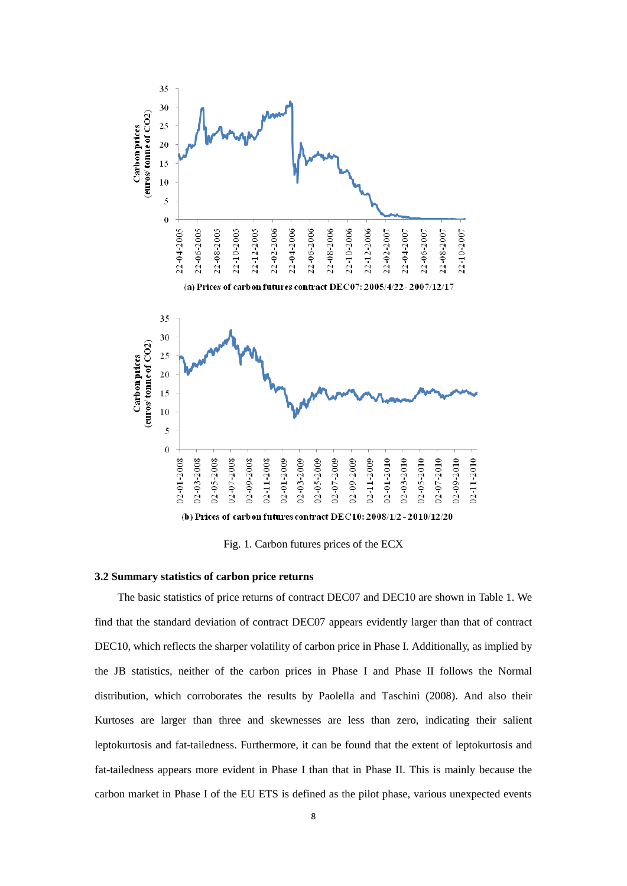(a) Prices of carbon futures contract DEC07: 2005/4/22 - 2007/12/17

(b) Prices of carbon futures contract DEC10: 2008/1/2 - 2010/12/20

Fig. 1. Carbon futures prices of the ECX

### 3.2 Summary statistics of carbon price returns

The basic statistics of price returns of contract DEC07 and DEC10 are shown in Table 1. We find that the standard deviation of contract DEC07 appears evidently larger than that of contract DEC10, which reflects the sharper volatility of carbon price in Phase I. Additionally, as implied by the JB statistics, neither of the carbon prices in Phase I and Phase II follows the Normal distribution, which corroborates the results by Paolella and Taschini (2008). And also their Kurtoses are larger than three and skewnesses are less than zero, indicating their salient leptokurtosis and fat-tailedness. Furthermore, it can be found that the extent of leptokurtosis and fat-tailedness appears more evident in Phase I than that in Phase II. This is mainly because the carbon market in Phase I of the EU ETS is defined as the pilot phase, various unexpected events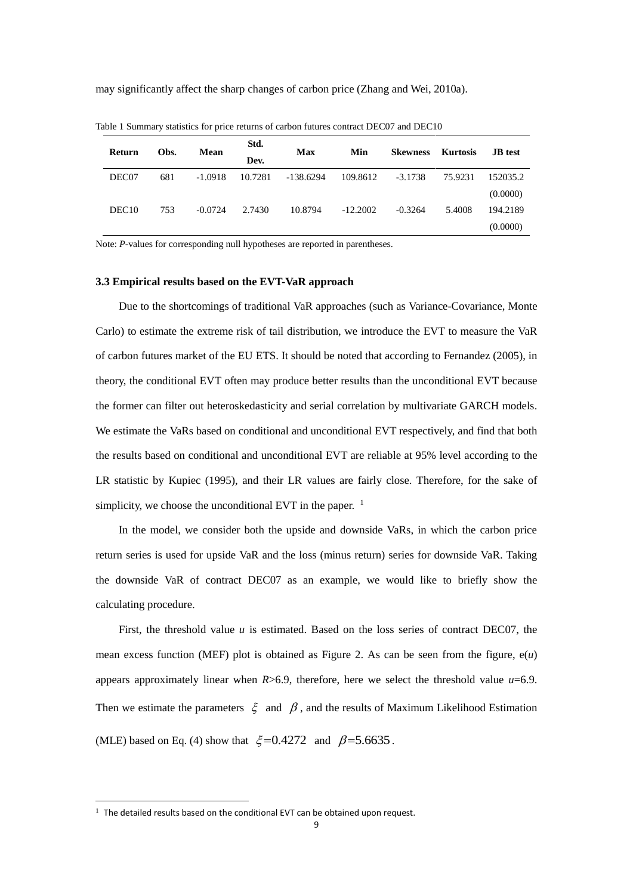may significantly affect the sharp changes of carbon price (Zhang and Wei, 2010a).

Table 1 Summary statistics for price returns of carbon futures contract DEC07 and DEC10

| Return | Obs. | Mean | Std. Dev. | Max | Min | Skewness | Kurtosis | JB test |
|---|---|---|---|---|---|---|---|---|
| DEC07 | 681 | -1.0918 | 10.7281 | -138.6294 | 109.8612 | -3.1738 | 75.9231 | 152035.2 |
| | | | | | | | | (0.0000) |
| DEC10 | 753 | -0.0724 | 2.7430 | 10.8794 | -12.2002 | -0.3264 | 5.4008 | 194.2189 |
| | | | | | | | | (0.0000) |

Note: *P*-values for corresponding null hypotheses are reported in parentheses.

### 3.3 Empirical results based on the EVT-VaR approach

Due to the shortcomings of traditional VaR approaches (such as Variance-Covariance, Monte Carlo) to estimate the extreme risk of tail distribution, we introduce the EVT to measure the VaR of carbon futures market of the EU ETS. It should be noted that according to Fernandez (2005), in theory, the conditional EVT often may produce better results than the unconditional EVT because the former can filter out heteroskedasticity and serial correlation by multivariate GARCH models. We estimate the VaRs based on conditional and unconditional EVT respectively, and find that both the results based on conditional and unconditional EVT are reliable at 95% level according to the LR statistic by Kupiec (1995), and their LR values are fairly close. Therefore, for the sake of simplicity, we choose the unconditional EVT in the paper. [1]

In the model, we consider both the upside and downside VaRs, in which the carbon price return series is used for upside VaR and the loss (minus return) series for downside VaR. Taking the downside VaR of contract DEC07 as an example, we would like to briefly show the calculating procedure.

First, the threshold value $u$ is estimated. Based on the loss series of contract DEC07, the mean excess function (MEF) plot is obtained as Figure 2. As can be seen from the figure, $e(u)$ appears approximately linear when $R$>6.9, therefore, here we select the threshold value $u$=6.9. Then we estimate the parameters $\xi$ and $\beta$, and the results of Maximum Likelihood Estimation (MLE) based on Eq. (4) show that $\xi$=0.4272 and $\beta$=5.6635.

[1] The detailed results based on the conditional EVT can be obtained upon request.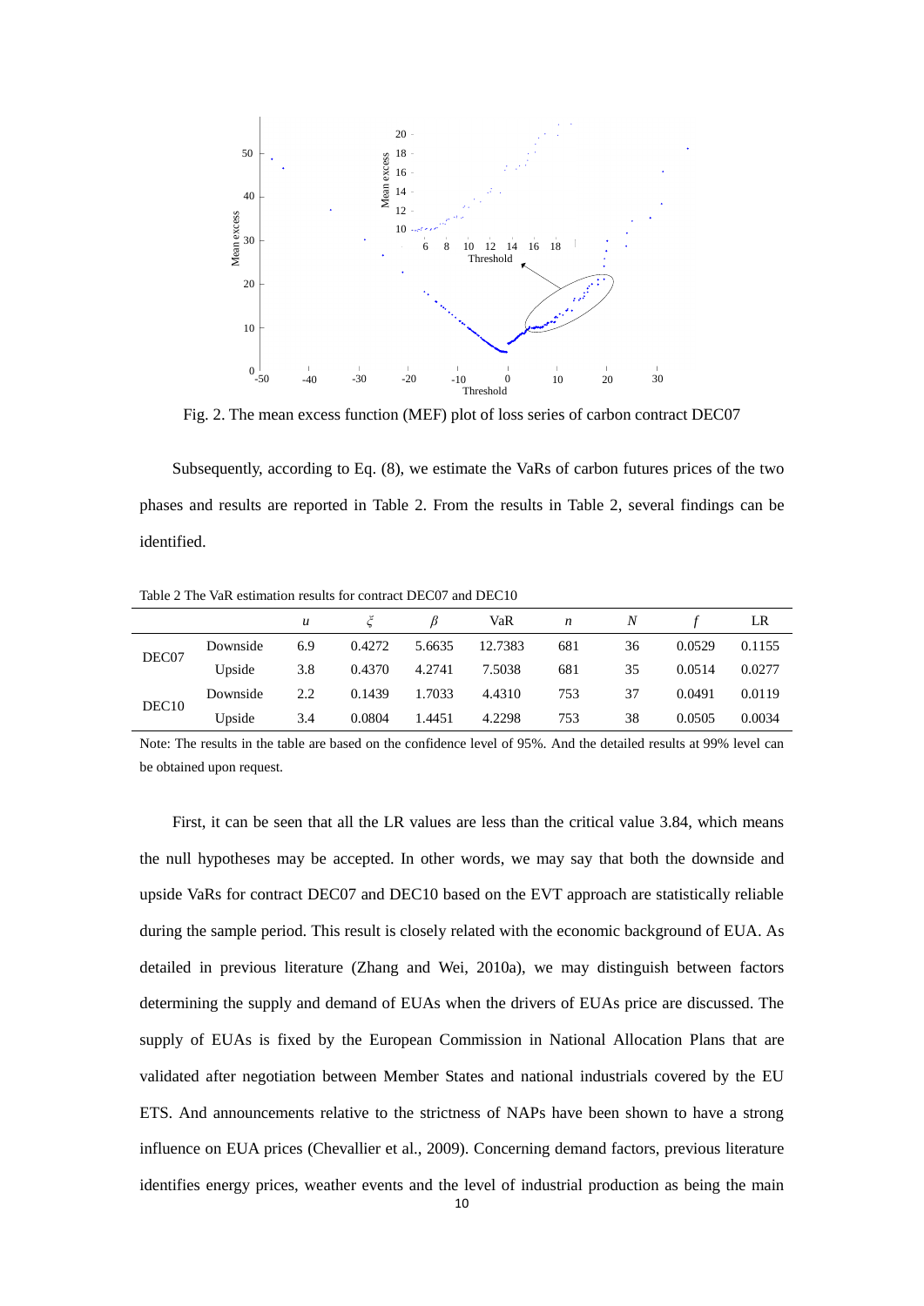Fig. 2. The mean excess function (MEF) plot of loss series of carbon contract DEC07

Subsequently, according to Eq. (8), we estimate the VaRs of carbon futures prices of the two phases and results are reported in Table 2. From the results in Table 2, several findings can be identified.

Table 2 The VaR estimation results for contract DEC07 and DEC10

| | | $u$ | $\xi$ | $\beta$ | VaR | $n$ | $N$ | $f$ | LR |
|---|---|---|---|---|---|---|---|---|---|
| DEC07 | Downside | 6.9 | 0.4272 | 5.6635 | 12.7383 | 681 | 36 | 0.0529 | 0.1155 |
| | Upside | 3.8 | 0.4370 | 4.2741 | 7.5038 | 681 | 35 | 0.0514 | 0.0277 |
| DEC10 | Downside | 2.2 | 0.1439 | 1.7033 | 4.4310 | 753 | 37 | 0.0491 | 0.0119 |
| | Upside | 3.4 | 0.0804 | 1.4451 | 4.2298 | 753 | 38 | 0.0505 | 0.0034 |

Note: The results in the table are based on the confidence level of 95%. And the detailed results at 99% level can be obtained upon request.

First, it can be seen that all the LR values are less than the critical value 3.84, which means the null hypotheses may be accepted. In other words, we may say that both the downside and upside VaRs for contract DEC07 and DEC10 based on the EVT approach are statistically reliable during the sample period. This result is closely related with the economic background of EUA. As detailed in previous literature (Zhang and Wei, 2010a), we may distinguish between factors determining the supply and demand of EUAs when the drivers of EUAs price are discussed. The supply of EUAs is fixed by the European Commission in National Allocation Plans that are validated after negotiation between Member States and national industrials covered by the EU ETS. And announcements relative to the strictness of NAPs have been shown to have a strong influence on EUA prices (Chevallier et al., 2009). Concerning demand factors, previous literature identifies energy prices, weather events and the level of industrial production as being the main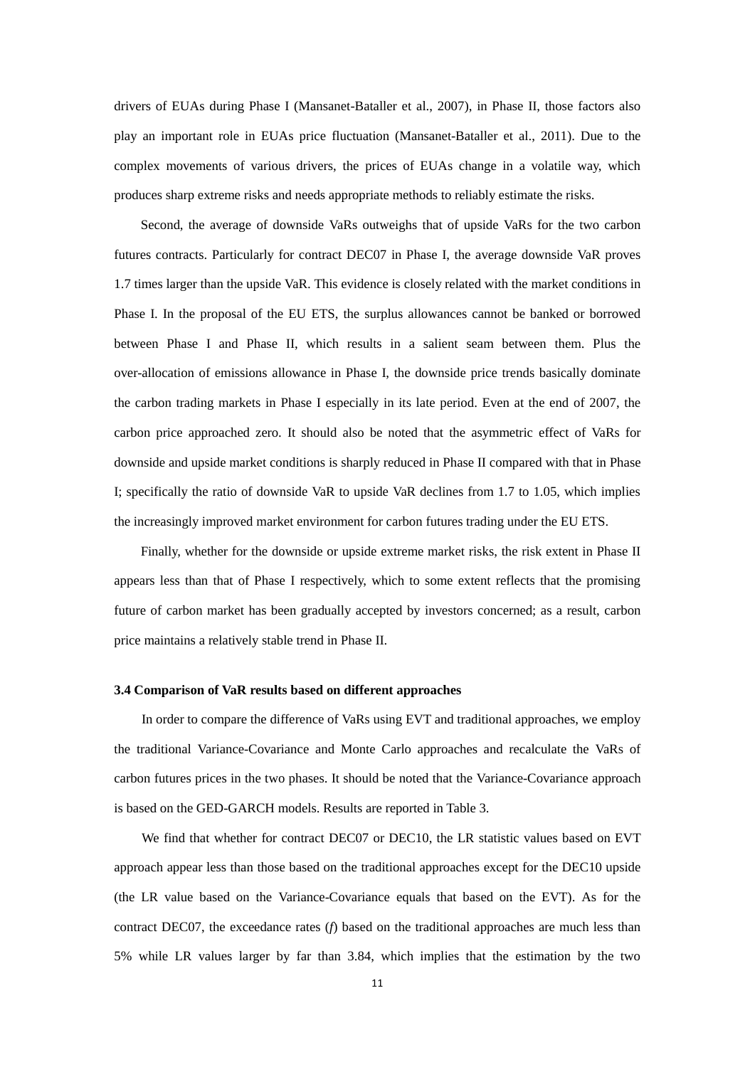drivers of EUAs during Phase I (Mansanet-Bataller et al., 2007), in Phase II, those factors also play an important role in EUAs price fluctuation (Mansanet-Bataller et al., 2011). Due to the complex movements of various drivers, the prices of EUAs change in a volatile way, which produces sharp extreme risks and needs appropriate methods to reliably estimate the risks.

Second, the average of downside VaRs outweighs that of upside VaRs for the two carbon futures contracts. Particularly for contract DEC07 in Phase I, the average downside VaR proves 1.7 times larger than the upside VaR. This evidence is closely related with the market conditions in Phase I. In the proposal of the EU ETS, the surplus allowances cannot be banked or borrowed between Phase I and Phase II, which results in a salient seam between them. Plus the over-allocation of emissions allowance in Phase I, the downside price trends basically dominate the carbon trading markets in Phase I especially in its late period. Even at the end of 2007, the carbon price approached zero. It should also be noted that the asymmetric effect of VaRs for downside and upside market conditions is sharply reduced in Phase II compared with that in Phase I; specifically the ratio of downside VaR to upside VaR declines from 1.7 to 1.05, which implies the increasingly improved market environment for carbon futures trading under the EU ETS.

Finally, whether for the downside or upside extreme market risks, the risk extent in Phase II appears less than that of Phase I respectively, which to some extent reflects that the promising future of carbon market has been gradually accepted by investors concerned; as a result, carbon price maintains a relatively stable trend in Phase II.

### 3.4 Comparison of VaR results based on different approaches

In order to compare the difference of VaRs using EVT and traditional approaches, we employ the traditional Variance-Covariance and Monte Carlo approaches and recalculate the VaRs of carbon futures prices in the two phases. It should be noted that the Variance-Covariance approach is based on the GED-GARCH models. Results are reported in Table 3.

We find that whether for contract DEC07 or DEC10, the LR statistic values based on EVT approach appear less than those based on the traditional approaches except for the DEC10 upside (the LR value based on the Variance-Covariance equals that based on the EVT). As for the contract DEC07, the exceedance rates (*f*) based on the traditional approaches are much less than 5% while LR values larger by far than 3.84, which implies that the estimation by the two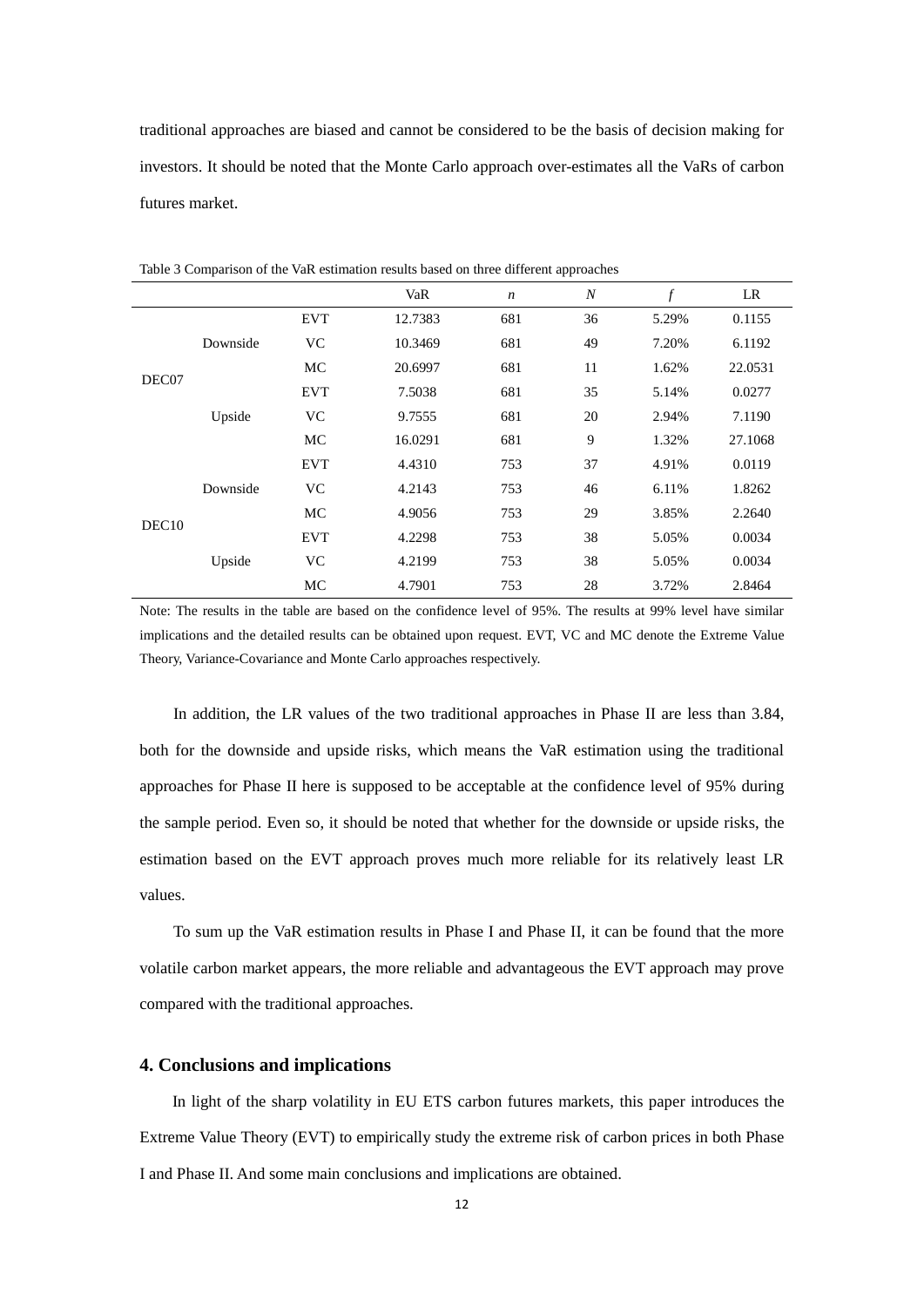traditional approaches are biased and cannot be considered to be the basis of decision making for investors. It should be noted that the Monte Carlo approach over-estimates all the VaRs of carbon futures market.

Table 3 Comparison of the VaR estimation results based on three different approaches

| | | | VaR | $n$ | $N$ | $f$ | LR |
|---|---|---|---|---|---|---|---|
| DEC07 | Downside | EVT | 12.7383 | 681 | 36 | 5.29% | 0.1155 |
| | | VC | 10.3469 | 681 | 49 | 7.20% | 6.1192 |
| | | MC | 20.6997 | 681 | 11 | 1.62% | 22.0531 |
| | Upside | EVT | 7.5038 | 681 | 35 | 5.14% | 0.0277 |
| | | VC | 9.7555 | 681 | 20 | 2.94% | 7.1190 |
| | | MC | 16.0291 | 681 | 9 | 1.32% | 27.1068 |
| DEC10 | Downside | EVT | 4.4310 | 753 | 37 | 4.91% | 0.0119 |
| | | VC | 4.2143 | 753 | 46 | 6.11% | 1.8262 |
| | | MC | 4.9056 | 753 | 29 | 3.85% | 2.2640 |
| | Upside | EVT | 4.2298 | 753 | 38 | 5.05% | 0.0034 |
| | | VC | 4.2199 | 753 | 38 | 5.05% | 0.0034 |
| | | MC | 4.7901 | 753 | 28 | 3.72% | 2.8464 |

Note: The results in the table are based on the confidence level of 95%. The results at 99% level have similar implications and the detailed results can be obtained upon request. EVT, VC and MC denote the Extreme Value Theory, Variance-Covariance and Monte Carlo approaches respectively.

In addition, the LR values of the two traditional approaches in Phase II are less than 3.84, both for the downside and upside risks, which means the VaR estimation using the traditional approaches for Phase II here is supposed to be acceptable at the confidence level of 95% during the sample period. Even so, it should be noted that whether for the downside or upside risks, the estimation based on the EVT approach proves much more reliable for its relatively least LR values.

To sum up the VaR estimation results in Phase I and Phase II, it can be found that the more volatile carbon market appears, the more reliable and advantageous the EVT approach may prove compared with the traditional approaches.

## 4. Conclusions and implications

In light of the sharp volatility in EU ETS carbon futures markets, this paper introduces the Extreme Value Theory (EVT) to empirically study the extreme risk of carbon prices in both Phase I and Phase II. And some main conclusions and implications are obtained.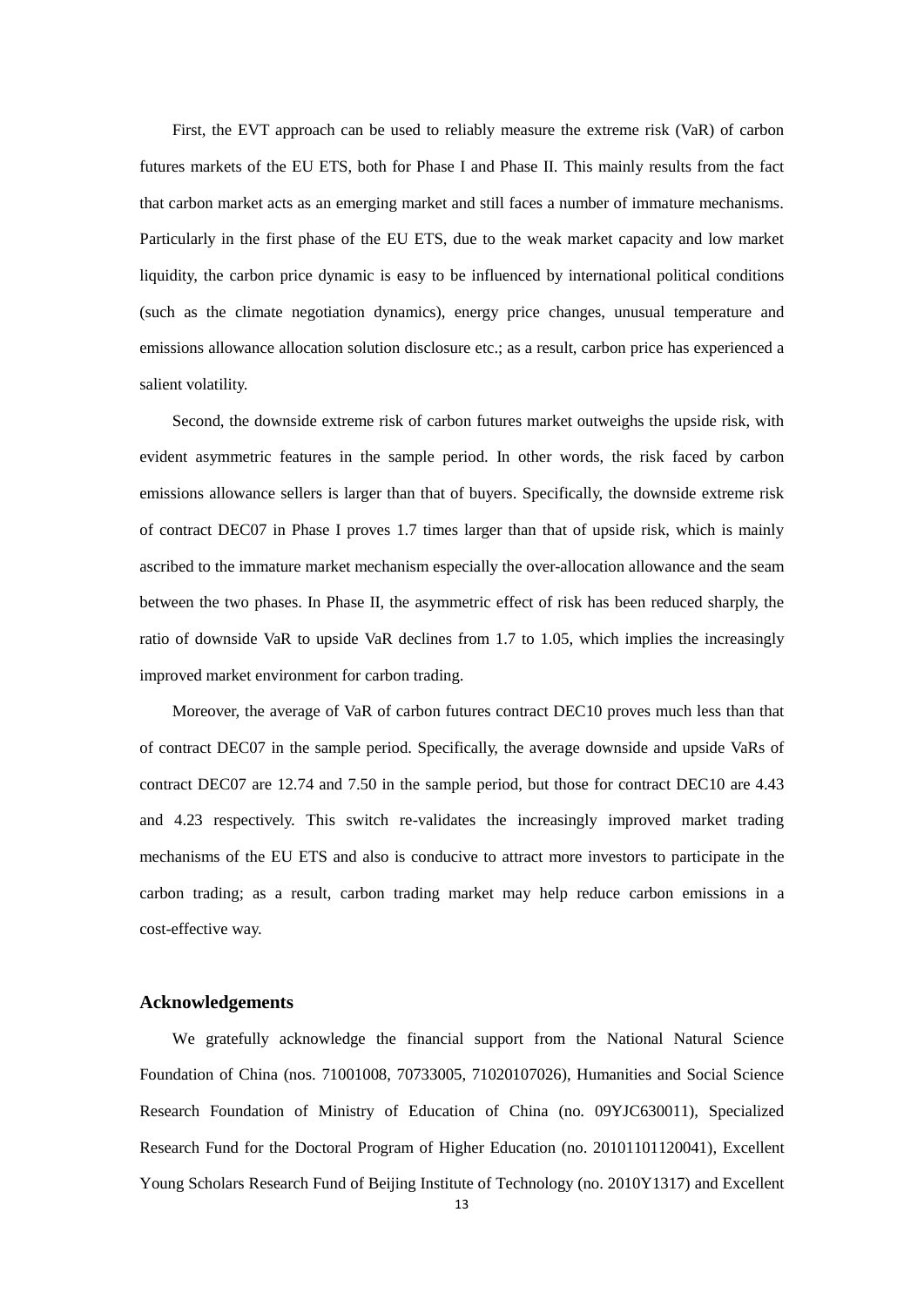First, the EVT approach can be used to reliably measure the extreme risk (VaR) of carbon futures markets of the EU ETS, both for Phase I and Phase II. This mainly results from the fact that carbon market acts as an emerging market and still faces a number of immature mechanisms. Particularly in the first phase of the EU ETS, due to the weak market capacity and low market liquidity, the carbon price dynamic is easy to be influenced by international political conditions (such as the climate negotiation dynamics), energy price changes, unusual temperature and emissions allowance allocation solution disclosure etc.; as a result, carbon price has experienced a salient volatility.

Second, the downside extreme risk of carbon futures market outweighs the upside risk, with evident asymmetric features in the sample period. In other words, the risk faced by carbon emissions allowance sellers is larger than that of buyers. Specifically, the downside extreme risk of contract DEC07 in Phase I proves 1.7 times larger than that of upside risk, which is mainly ascribed to the immature market mechanism especially the over-allocation allowance and the seam between the two phases. In Phase II, the asymmetric effect of risk has been reduced sharply, the ratio of downside VaR to upside VaR declines from 1.7 to 1.05, which implies the increasingly improved market environment for carbon trading.

Moreover, the average of VaR of carbon futures contract DEC10 proves much less than that of contract DEC07 in the sample period. Specifically, the average downside and upside VaRs of contract DEC07 are 12.74 and 7.50 in the sample period, but those for contract DEC10 are 4.43 and 4.23 respectively. This switch re-validates the increasingly improved market trading mechanisms of the EU ETS and also is conducive to attract more investors to participate in the carbon trading; as a result, carbon trading market may help reduce carbon emissions in a cost-effective way.

## Acknowledgements

We gratefully acknowledge the financial support from the National Natural Science Foundation of China (nos. 71001008, 70733005, 71020107026), Humanities and Social Science Research Foundation of Ministry of Education of China (no. 09YJC630011), Specialized Research Fund for the Doctoral Program of Higher Education (no. 20101101120041), Excellent Young Scholars Research Fund of Beijing Institute of Technology (no. 2010Y1317) and Excellent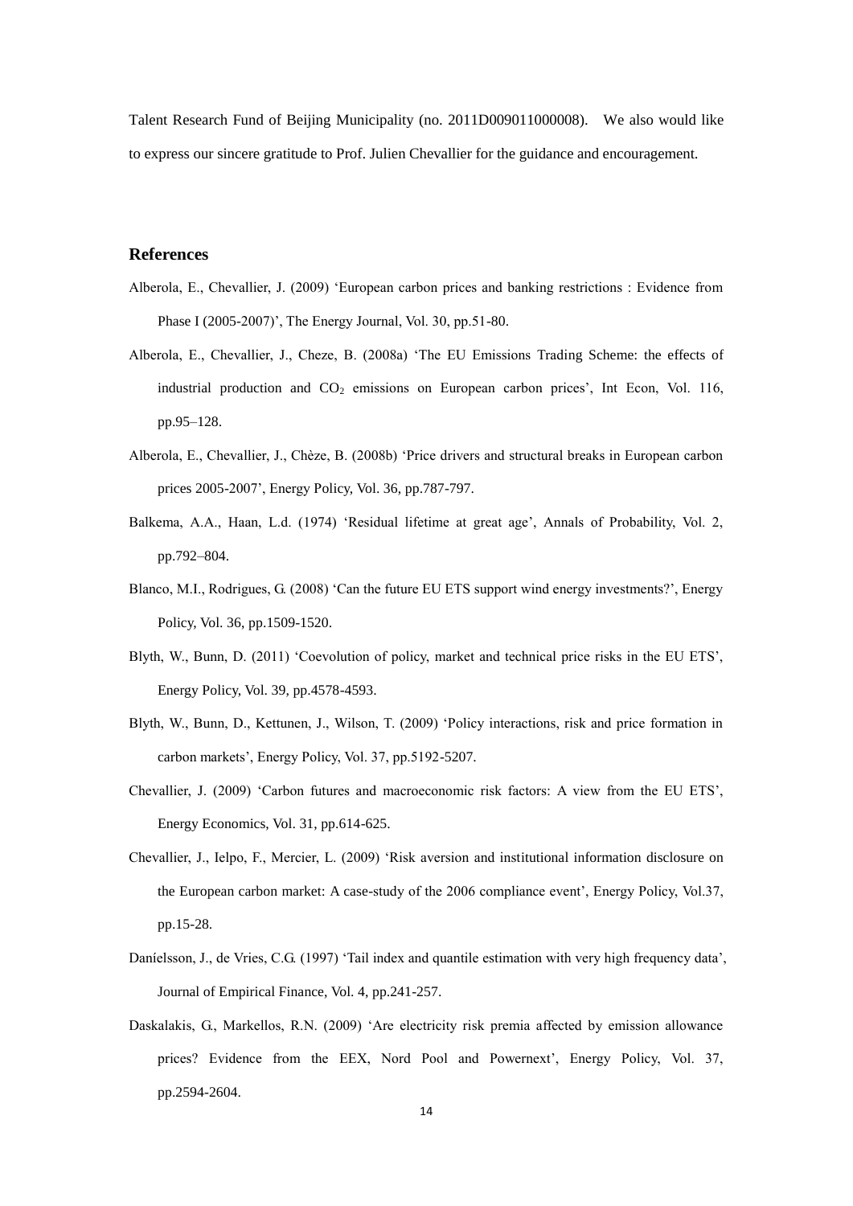Talent Research Fund of Beijing Municipality (no. 2011D009011000008). We also would like to express our sincere gratitude to Prof. Julien Chevallier for the guidance and encouragement.

## References

Alberola, E., Chevallier, J. (2009) 'European carbon prices and banking restrictions : Evidence from Phase I (2005-2007)', The Energy Journal, Vol. 30, pp.51-80.

Alberola, E., Chevallier, J., Cheze, B. (2008a) 'The EU Emissions Trading Scheme: the effects of industrial production and $CO_2$ emissions on European carbon prices', Int Econ, Vol. 116, pp.95–128.

Alberola, E., Chevallier, J., Chèze, B. (2008b) 'Price drivers and structural breaks in European carbon prices 2005-2007', Energy Policy, Vol. 36, pp.787-797.

Balkema, A.A., Haan, L.d. (1974) 'Residual lifetime at great age', Annals of Probability, Vol. 2, pp.792–804.

Blanco, M.I., Rodrigues, G. (2008) 'Can the future EU ETS support wind energy investments?', Energy Policy, Vol. 36, pp.1509-1520.

Blyth, W., Bunn, D. (2011) 'Coevolution of policy, market and technical price risks in the EU ETS', Energy Policy, Vol. 39, pp.4578-4593.

Blyth, W., Bunn, D., Kettunen, J., Wilson, T. (2009) 'Policy interactions, risk and price formation in carbon markets', Energy Policy, Vol. 37, pp.5192-5207.

Chevallier, J. (2009) 'Carbon futures and macroeconomic risk factors: A view from the EU ETS', Energy Economics, Vol. 31, pp.614-625.

Chevallier, J., Ielpo, F., Mercier, L. (2009) 'Risk aversion and institutional information disclosure on the European carbon market: A case-study of the 2006 compliance event', Energy Policy, Vol.37, pp.15-28.

Daníelsson, J., de Vries, C.G. (1997) 'Tail index and quantile estimation with very high frequency data', Journal of Empirical Finance, Vol. 4, pp.241-257.

Daskalakis, G., Markellos, R.N. (2009) 'Are electricity risk premia affected by emission allowance prices? Evidence from the EEX, Nord Pool and Powernext', Energy Policy, Vol. 37, pp.2594-2604.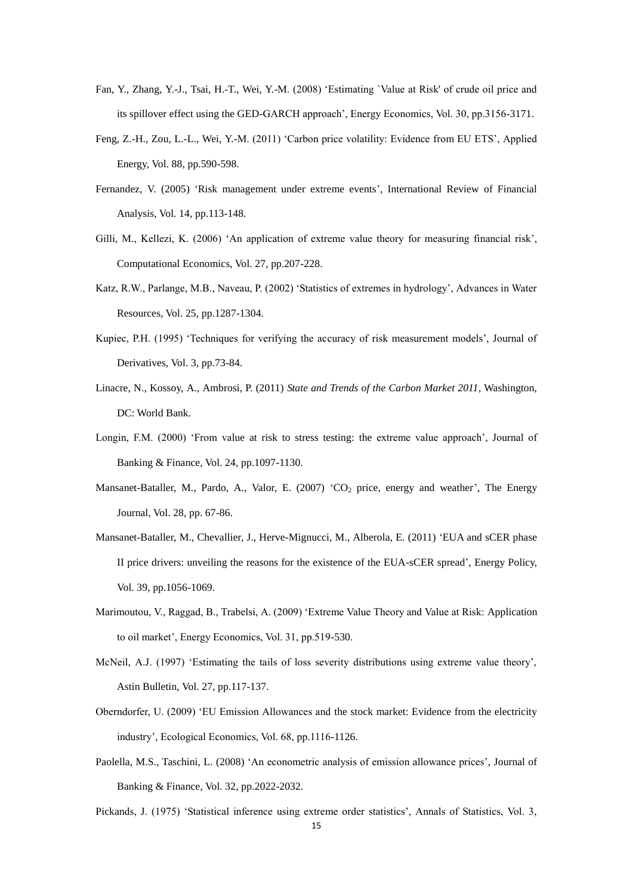Fan, Y., Zhang, Y.-J., Tsai, H.-T., Wei, Y.-M. (2008) 'Estimating `Value at Risk' of crude oil price and its spillover effect using the GED-GARCH approach', Energy Economics, Vol. 30, pp.3156-3171.

Feng, Z.-H., Zou, L.-L., Wei, Y.-M. (2011) 'Carbon price volatility: Evidence from EU ETS', Applied Energy, Vol. 88, pp.590-598.

Fernandez, V. (2005) 'Risk management under extreme events', International Review of Financial Analysis, Vol. 14, pp.113-148.

Gilli, M., Kellezi, K. (2006) 'An application of extreme value theory for measuring financial risk', Computational Economics, Vol. 27, pp.207-228.

Katz, R.W., Parlange, M.B., Naveau, P. (2002) 'Statistics of extremes in hydrology', Advances in Water Resources, Vol. 25, pp.1287-1304.

Kupiec, P.H. (1995) 'Techniques for verifying the accuracy of risk measurement models', Journal of Derivatives, Vol. 3, pp.73-84.

Linacre, N., Kossoy, A., Ambrosi, P. (2011) *State and Trends of the Carbon Market 2011*, Washington, DC: World Bank.

Longin, F.M. (2000) 'From value at risk to stress testing: the extreme value approach', Journal of Banking & Finance, Vol. 24, pp.1097-1130.

Mansanet-Bataller, M., Pardo, A., Valor, E. (2007) '$CO_2$ price, energy and weather', The Energy Journal, Vol. 28, pp. 67-86.

Mansanet-Bataller, M., Chevallier, J., Herve-Mignucci, M., Alberola, E. (2011) 'EUA and sCER phase II price drivers: unveiling the reasons for the existence of the EUA-sCER spread', Energy Policy, Vol. 39, pp.1056-1069.

Marimoutou, V., Raggad, B., Trabelsi, A. (2009) 'Extreme Value Theory and Value at Risk: Application to oil market', Energy Economics, Vol. 31, pp.519-530.

McNeil, A.J. (1997) 'Estimating the tails of loss severity distributions using extreme value theory', Astin Bulletin, Vol. 27, pp.117-137.

Oberndorfer, U. (2009) 'EU Emission Allowances and the stock market: Evidence from the electricity industry', Ecological Economics, Vol. 68, pp.1116-1126.

Paolella, M.S., Taschini, L. (2008) 'An econometric analysis of emission allowance prices', Journal of Banking & Finance, Vol. 32, pp.2022-2032.

Pickands, J. (1975) 'Statistical inference using extreme order statistics', Annals of Statistics, Vol. 3,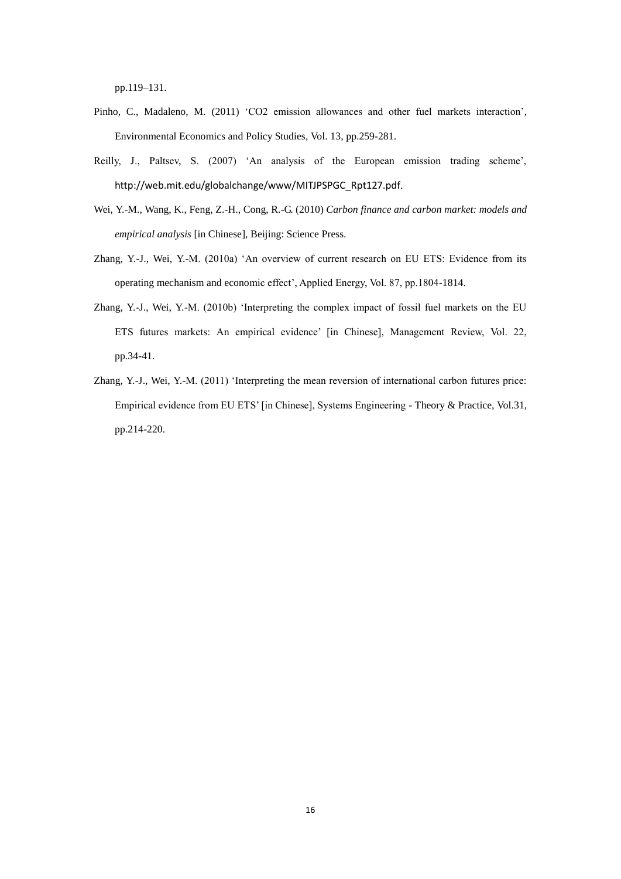pp.119–131.

Pinho, C., Madaleno, M. (2011) 'CO2 emission allowances and other fuel markets interaction', Environmental Economics and Policy Studies, Vol. 13, pp.259-281.

Reilly, J., Paltsev, S. (2007) 'An analysis of the European emission trading scheme', http://web.mit.edu/globalchange/www/MITJPSPGC_Rpt127.pdf.

Wei, Y.-M., Wang, K., Feng, Z.-H., Cong, R.-G. (2010) *Carbon finance and carbon market: models and empirical analysis* [in Chinese], Beijing: Science Press.

Zhang, Y.-J., Wei, Y.-M. (2010a) 'An overview of current research on EU ETS: Evidence from its operating mechanism and economic effect', Applied Energy, Vol. 87, pp.1804-1814.

Zhang, Y.-J., Wei, Y.-M. (2010b) 'Interpreting the complex impact of fossil fuel markets on the EU ETS futures markets: An empirical evidence' [in Chinese], Management Review, Vol. 22, pp.34-41.

Zhang, Y.-J., Wei, Y.-M. (2011) 'Interpreting the mean reversion of international carbon futures price: Empirical evidence from EU ETS' [in Chinese], Systems Engineering - Theory & Practice, Vol.31, pp.214-220.